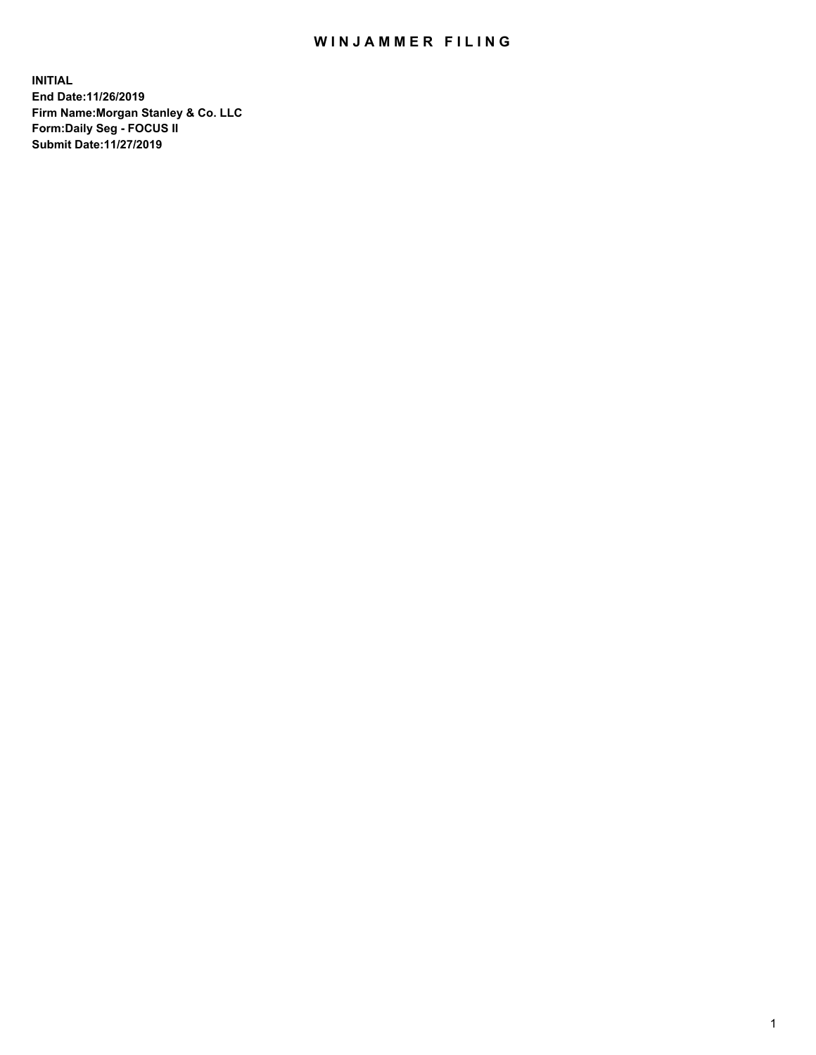# WINJAMMER FILING

**INITIAL**
**End Date:11/26/2019**
**Firm Name:Morgan Stanley & Co. LLC**
**Form:Daily Seg - FOCUS II**
**Submit Date:11/27/2019**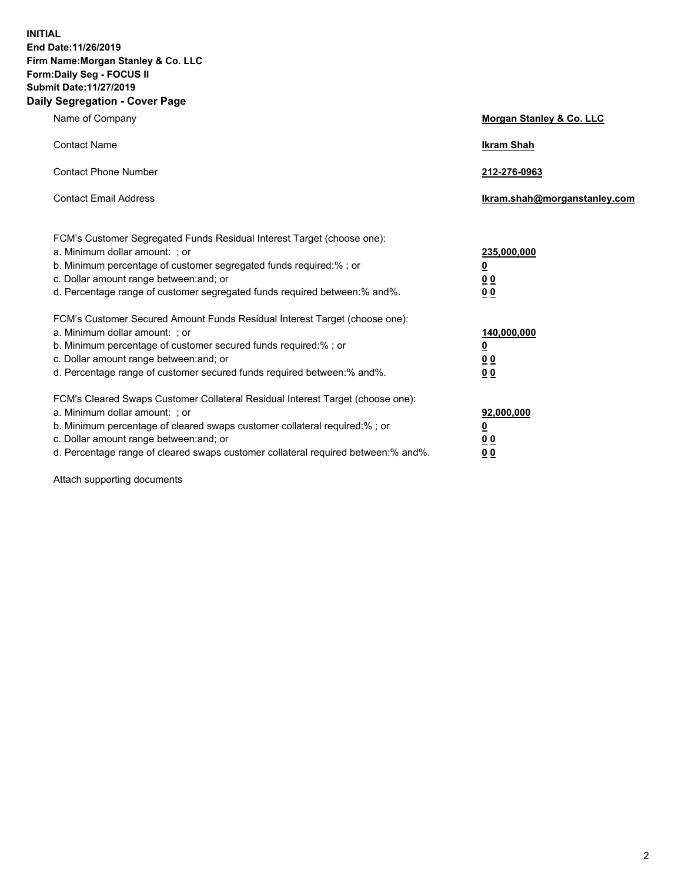**INITIAL**
**End Date:11/26/2019**
**Firm Name:Morgan Stanley & Co. LLC**
**Form:Daily Seg - FOCUS II**
**Submit Date:11/27/2019**

## Daily Segregation - Cover Page

| | |
|---|---|
| Name of Company | **Morgan Stanley & Co. LLC** |
| Contact Name | **Ikram Shah** |
| Contact Phone Number | **212-276-0963** |
| Contact Email Address | **Ikram.shah@morganstanley.com** |

| | |
|---|---|
| FCM's Customer Segregated Funds Residual Interest Target (choose one): | |
| a. Minimum dollar amount: ; or | **235,000,000** |
| b. Minimum percentage of customer segregated funds required:% ; or | **0** |
| c. Dollar amount range between:and; or | **0 0** |
| d. Percentage range of customer segregated funds required between:% and%. | **0 0** |
| FCM's Customer Secured Amount Funds Residual Interest Target (choose one): | |
| a. Minimum dollar amount: ; or | **140,000,000** |
| b. Minimum percentage of customer secured funds required:% ; or | **0** |
| c. Dollar amount range between:and; or | **0 0** |
| d. Percentage range of customer secured funds required between:% and%. | **0 0** |
| FCM's Cleared Swaps Customer Collateral Residual Interest Target (choose one): | |
| a. Minimum dollar amount: ; or | **92,000,000** |
| b. Minimum percentage of cleared swaps customer collateral required:% ; or | **0** |
| c. Dollar amount range between:and; or | **0 0** |
| d. Percentage range of cleared swaps customer collateral required between:% and%. | **0 0** |

Attach supporting documents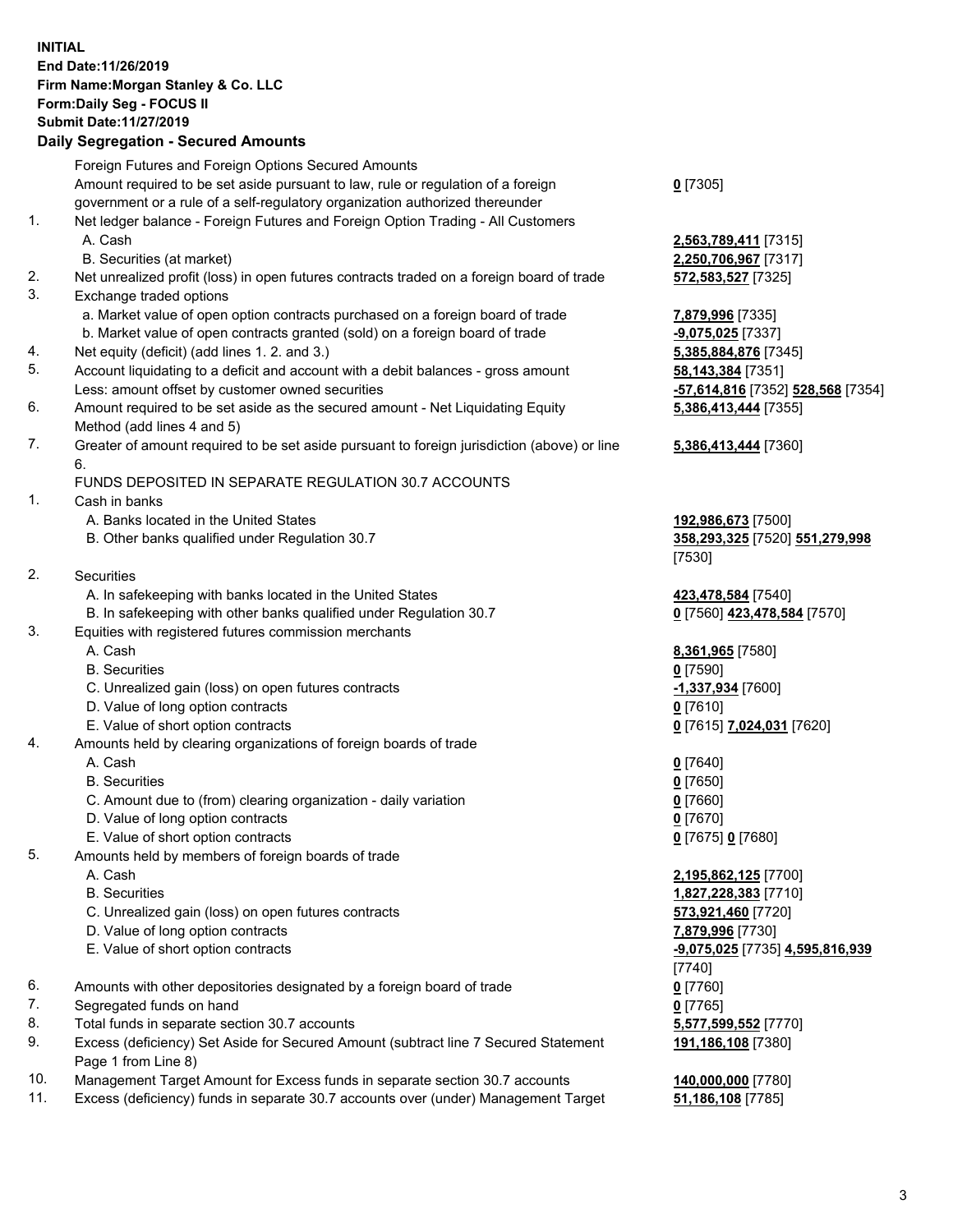**INITIAL**
**End Date:11/26/2019**
**Firm Name:Morgan Stanley & Co. LLC**
**Form:Daily Seg - FOCUS II**
**Submit Date:11/27/2019**

**Daily Segregation - Secured Amounts**

| | | |
|---|---|---|
| | Foreign Futures and Foreign Options Secured Amounts | |
| | Amount required to be set aside pursuant to law, rule or regulation of a foreign government or a rule of a self-regulatory organization authorized thereunder | **0** [7305] |
| 1. | Net ledger balance - Foreign Futures and Foreign Option Trading - All Customers | |
| | A. Cash | **2,563,789,411** [7315] |
| | B. Securities (at market) | **2,250,706,967** [7317] |
| 2. | Net unrealized profit (loss) in open futures contracts traded on a foreign board of trade | **572,583,527** [7325] |
| 3. | Exchange traded options | |
| | a. Market value of open option contracts purchased on a foreign board of trade | **7,879,996** [7335] |
| | b. Market value of open contracts granted (sold) on a foreign board of trade | **-9,075,025** [7337] |
| 4. | Net equity (deficit) (add lines 1. 2. and 3.) | **5,385,884,876** [7345] |
| 5. | Account liquidating to a deficit and account with a debit balances - gross amount | **58,143,384** [7351] |
| | Less: amount offset by customer owned securities | **-57,614,816** [7352] **528,568** [7354] |
| 6. | Amount required to be set aside as the secured amount - Net Liquidating Equity Method (add lines 4 and 5) | **5,386,413,444** [7355] |
| 7. | Greater of amount required to be set aside pursuant to foreign jurisdiction (above) or line 6. | **5,386,413,444** [7360] |
| | FUNDS DEPOSITED IN SEPARATE REGULATION 30.7 ACCOUNTS | |
| 1. | Cash in banks | |
| | A. Banks located in the United States | **192,986,673** [7500] |
| | B. Other banks qualified under Regulation 30.7 | **358,293,325** [7520] **551,279,998** [7530] |
| 2. | Securities | |
| | A. In safekeeping with banks located in the United States | **423,478,584** [7540] |
| | B. In safekeeping with other banks qualified under Regulation 30.7 | **0** [7560] **423,478,584** [7570] |
| 3. | Equities with registered futures commission merchants | |
| | A. Cash | **8,361,965** [7580] |
| | B. Securities | **0** [7590] |
| | C. Unrealized gain (loss) on open futures contracts | **-1,337,934** [7600] |
| | D. Value of long option contracts | **0** [7610] |
| | E. Value of short option contracts | **0** [7615] **7,024,031** [7620] |
| 4. | Amounts held by clearing organizations of foreign boards of trade | |
| | A. Cash | **0** [7640] |
| | B. Securities | **0** [7650] |
| | C. Amount due to (from) clearing organization - daily variation | **0** [7660] |
| | D. Value of long option contracts | **0** [7670] |
| | E. Value of short option contracts | **0** [7675] **0** [7680] |
| 5. | Amounts held by members of foreign boards of trade | |
| | A. Cash | **2,195,862,125** [7700] |
| | B. Securities | **1,827,228,383** [7710] |
| | C. Unrealized gain (loss) on open futures contracts | **573,921,460** [7720] |
| | D. Value of long option contracts | **7,879,996** [7730] |
| | E. Value of short option contracts | **-9,075,025** [7735] **4,595,816,939** [7740] |
| 6. | Amounts with other depositories designated by a foreign board of trade | **0** [7760] |
| 7. | Segregated funds on hand | **0** [7765] |
| 8. | Total funds in separate section 30.7 accounts | **5,577,599,552** [7770] |
| 9. | Excess (deficiency) Set Aside for Secured Amount (subtract line 7 Secured Statement Page 1 from Line 8) | **191,186,108** [7380] |
| 10. | Management Target Amount for Excess funds in separate section 30.7 accounts | **140,000,000** [7780] |
| 11. | Excess (deficiency) funds in separate 30.7 accounts over (under) Management Target | **51,186,108** [7785] |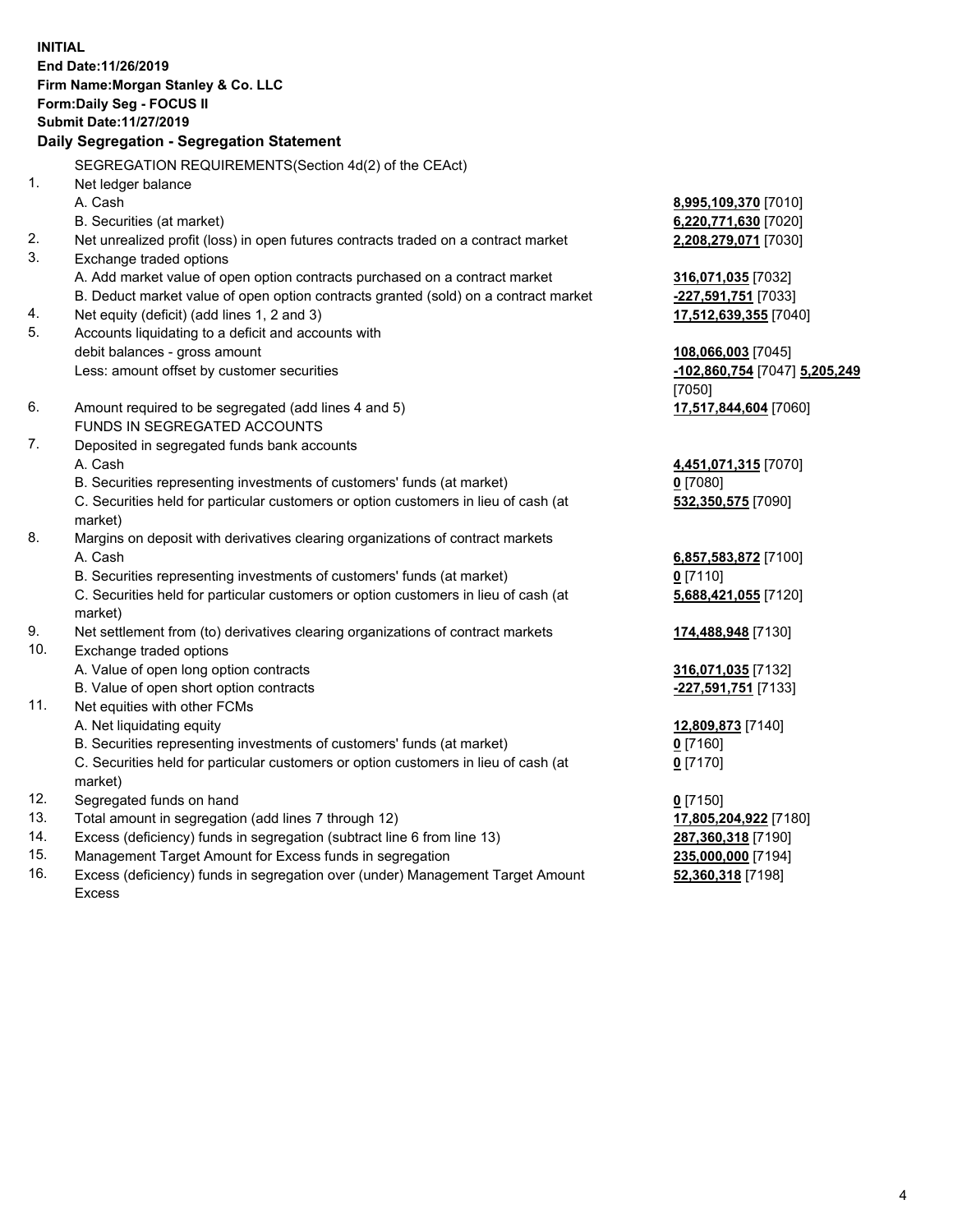**INITIAL**
**End Date:11/26/2019**
**Firm Name:Morgan Stanley & Co. LLC**
**Form:Daily Seg - FOCUS II**
**Submit Date:11/27/2019**

**Daily Segregation - Segregation Statement**

| | | |
|---|---|---|
| | SEGREGATION REQUIREMENTS(Section 4d(2) of the CEAct) | |
| 1. | Net ledger balance | |
| | A. Cash | **8,995,109,370** [7010] |
| | B. Securities (at market) | **6,220,771,630** [7020] |
| 2. | Net unrealized profit (loss) in open futures contracts traded on a contract market | **2,208,279,071** [7030] |
| 3. | Exchange traded options | |
| | A. Add market value of open option contracts purchased on a contract market | **316,071,035** [7032] |
| | B. Deduct market value of open option contracts granted (sold) on a contract market | **-227,591,751** [7033] |
| 4. | Net equity (deficit) (add lines 1, 2 and 3) | **17,512,639,355** [7040] |
| 5. | Accounts liquidating to a deficit and accounts with debit balances - gross amount | **108,066,003** [7045] |
| | Less: amount offset by customer securities | **-102,860,754** [7047] **5,205,249** [7050] |
| 6. | Amount required to be segregated (add lines 4 and 5) | **17,517,844,604** [7060] |
| | FUNDS IN SEGREGATED ACCOUNTS | |
| 7. | Deposited in segregated funds bank accounts | |
| | A. Cash | **4,451,071,315** [7070] |
| | B. Securities representing investments of customers' funds (at market) | **0** [7080] |
| | C. Securities held for particular customers or option customers in lieu of cash (at market) | **532,350,575** [7090] |
| 8. | Margins on deposit with derivatives clearing organizations of contract markets | |
| | A. Cash | **6,857,583,872** [7100] |
| | B. Securities representing investments of customers' funds (at market) | **0** [7110] |
| | C. Securities held for particular customers or option customers in lieu of cash (at market) | **5,688,421,055** [7120] |
| 9. | Net settlement from (to) derivatives clearing organizations of contract markets | **174,488,948** [7130] |
| 10. | Exchange traded options | |
| | A. Value of open long option contracts | **316,071,035** [7132] |
| | B. Value of open short option contracts | **-227,591,751** [7133] |
| 11. | Net equities with other FCMs | |
| | A. Net liquidating equity | **12,809,873** [7140] |
| | B. Securities representing investments of customers' funds (at market) | **0** [7160] |
| | C. Securities held for particular customers or option customers in lieu of cash (at market) | **0** [7170] |
| 12. | Segregated funds on hand | **0** [7150] |
| 13. | Total amount in segregation (add lines 7 through 12) | **17,805,204,922** [7180] |
| 14. | Excess (deficiency) funds in segregation (subtract line 6 from line 13) | **287,360,318** [7190] |
| 15. | Management Target Amount for Excess funds in segregation | **235,000,000** [7194] |
| 16. | Excess (deficiency) funds in segregation over (under) Management Target Amount Excess | **52,360,318** [7198] |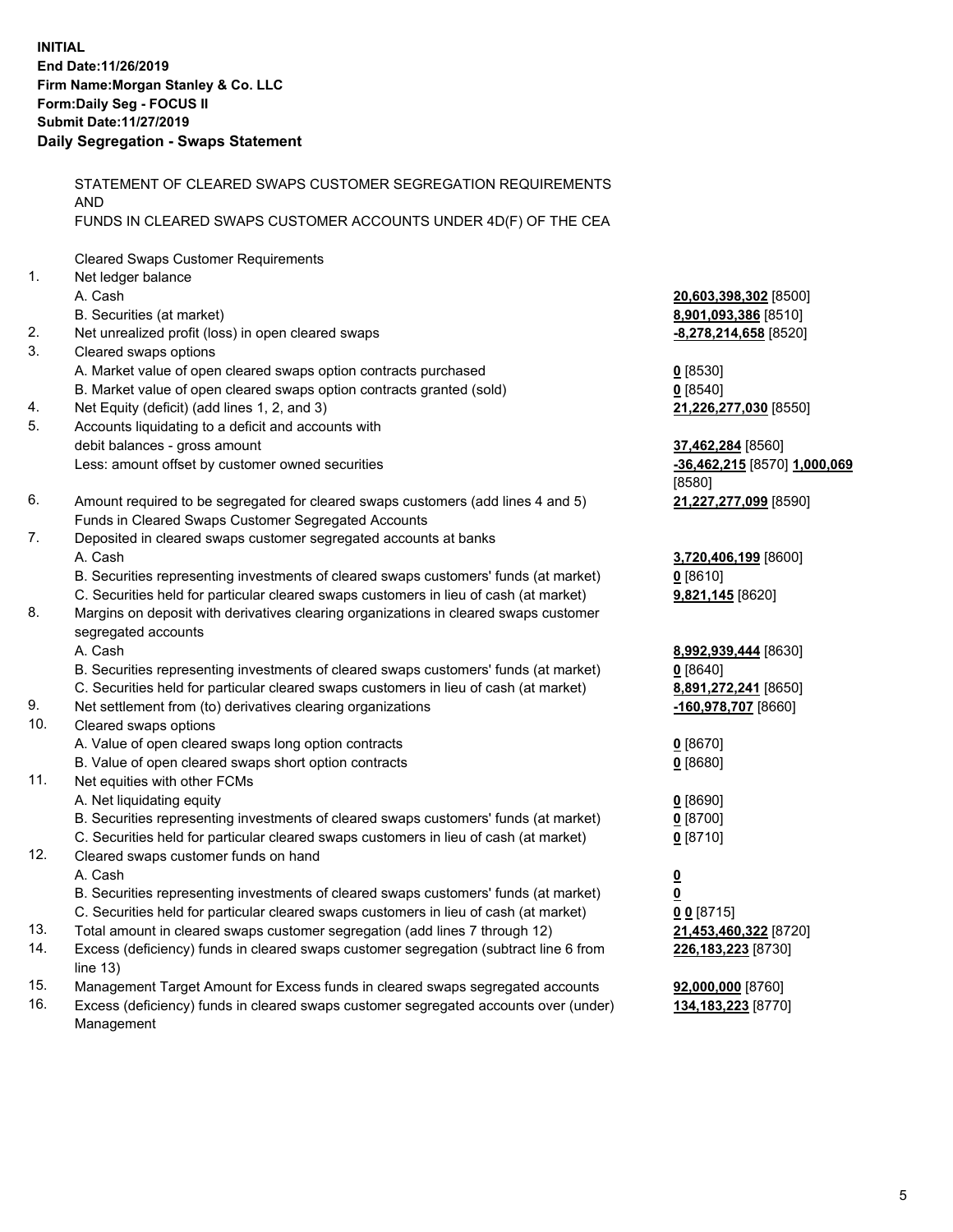**INITIAL**
**End Date:11/26/2019**
**Firm Name:Morgan Stanley & Co. LLC**
**Form:Daily Seg - FOCUS II**
**Submit Date:11/27/2019**
**Daily Segregation - Swaps Statement**

STATEMENT OF CLEARED SWAPS CUSTOMER SEGREGATION REQUIREMENTS AND FUNDS IN CLEARED SWAPS CUSTOMER ACCOUNTS UNDER 4D(F) OF THE CEA

| | | |
|---|---|---|
| | Cleared Swaps Customer Requirements | |
| 1. | Net ledger balance | |
| | A. Cash | **20,603,398,302** [8500] |
| | B. Securities (at market) | **8,901,093,386** [8510] |
| 2. | Net unrealized profit (loss) in open cleared swaps | **-8,278,214,658** [8520] |
| 3. | Cleared swaps options | |
| | A. Market value of open cleared swaps option contracts purchased | **0** [8530] |
| | B. Market value of open cleared swaps option contracts granted (sold) | **0** [8540] |
| 4. | Net Equity (deficit) (add lines 1, 2, and 3) | **21,226,277,030** [8550] |
| 5. | Accounts liquidating to a deficit and accounts with debit balances - gross amount | **37,462,284** [8560] |
| | Less: amount offset by customer owned securities | **-36,462,215** [8570] **1,000,069** [8580] |
| 6. | Amount required to be segregated for cleared swaps customers (add lines 4 and 5) | **21,227,277,099** [8590] |
| | Funds in Cleared Swaps Customer Segregated Accounts | |
| 7. | Deposited in cleared swaps customer segregated accounts at banks | |
| | A. Cash | **3,720,406,199** [8600] |
| | B. Securities representing investments of cleared swaps customers' funds (at market) | **0** [8610] |
| | C. Securities held for particular cleared swaps customers in lieu of cash (at market) | **9,821,145** [8620] |
| 8. | Margins on deposit with derivatives clearing organizations in cleared swaps customer segregated accounts | |
| | A. Cash | **8,992,939,444** [8630] |
| | B. Securities representing investments of cleared swaps customers' funds (at market) | **0** [8640] |
| | C. Securities held for particular cleared swaps customers in lieu of cash (at market) | **8,891,272,241** [8650] |
| 9. | Net settlement from (to) derivatives clearing organizations | **-160,978,707** [8660] |
| 10. | Cleared swaps options | |
| | A. Value of open cleared swaps long option contracts | **0** [8670] |
| | B. Value of open cleared swaps short option contracts | **0** [8680] |
| 11. | Net equities with other FCMs | |
| | A. Net liquidating equity | **0** [8690] |
| | B. Securities representing investments of cleared swaps customers' funds (at market) | **0** [8700] |
| | C. Securities held for particular cleared swaps customers in lieu of cash (at market) | **0** [8710] |
| 12. | Cleared swaps customer funds on hand | |
| | A. Cash | **0** |
| | B. Securities representing investments of cleared swaps customers' funds (at market) | **0** |
| | C. Securities held for particular cleared swaps customers in lieu of cash (at market) | **0** **0** [8715] |
| 13. | Total amount in cleared swaps customer segregation (add lines 7 through 12) | **21,453,460,322** [8720] |
| 14. | Excess (deficiency) funds in cleared swaps customer segregation (subtract line 6 from line 13) | **226,183,223** [8730] |
| 15. | Management Target Amount for Excess funds in cleared swaps segregated accounts | **92,000,000** [8760] |
| 16. | Excess (deficiency) funds in cleared swaps customer segregated accounts over (under) Management | **134,183,223** [8770] |